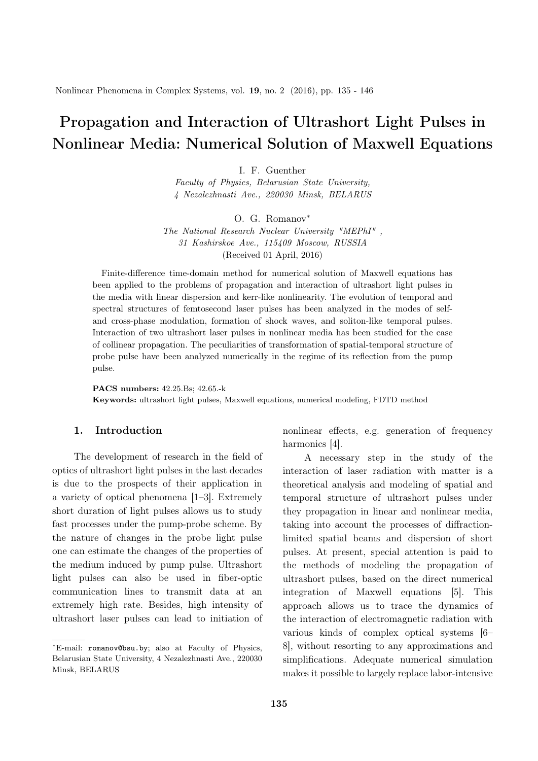# Propagation and Interaction of Ultrashort Light Pulses in Nonlinear Media: Numerical Solution of Maxwell Equations

I. F. Guenther

*Faculty of Physics, Belarusian State University,*
*4 Nezalezhnasti Ave., 220030 Minsk, BELARUS*

O. G. Romanov*

*The National Research Nuclear University "MEPhI" ,*
*31 Kashirskoe Ave., 115409 Moscow, RUSSIA*

(Received 01 April, 2016)

Finite-difference time-domain method for numerical solution of Maxwell equations has been applied to the problems of propagation and interaction of ultrashort light pulses in the media with linear dispersion and kerr-like nonlinearity. The evolution of temporal and spectral structures of femtosecond laser pulses has been analyzed in the modes of self- and cross-phase modulation, formation of shock waves, and soliton-like temporal pulses. Interaction of two ultrashort laser pulses in nonlinear media has been studied for the case of collinear propagation. The peculiarities of transformation of spatial-temporal structure of probe pulse have been analyzed numerically in the regime of its reflection from the pump pulse.

**PACS numbers:** 42.25.Bs; 42.65.-k
**Keywords:** ultrashort light pulses, Maxwell equations, numerical modeling, FDTD method

## 1. Introduction

The development of research in the field of optics of ultrashort light pulses in the last decades is due to the prospects of their application in a variety of optical phenomena [1–3]. Extremely short duration of light pulses allows us to study fast processes under the pump-probe scheme. By the nature of changes in the probe light pulse one can estimate the changes of the properties of the medium induced by pump pulse. Ultrashort light pulses can also be used in fiber-optic communication lines to transmit data at an extremely high rate. Besides, high intensity of ultrashort laser pulses can lead to initiation of nonlinear effects, e.g. generation of frequency harmonics [4].

A necessary step in the study of the interaction of laser radiation with matter is a theoretical analysis and modeling of spatial and temporal structure of ultrashort pulses under they propagation in linear and nonlinear media, taking into account the processes of diffraction-limited spatial beams and dispersion of short pulses. At present, special attention is paid to the methods of modeling the propagation of ultrashort pulses, based on the direct numerical integration of Maxwell equations [5]. This approach allows us to trace the dynamics of the interaction of electromagnetic radiation with various kinds of complex optical systems [6–8], without resorting to any approximations and simplifications. Adequate numerical simulation makes it possible to largely replace labor-intensive

*E-mail: romanov@bsu.by; also at Faculty of Physics, Belarusian State University, 4 Nezalezhnasti Ave., 220030 Minsk, BELARUS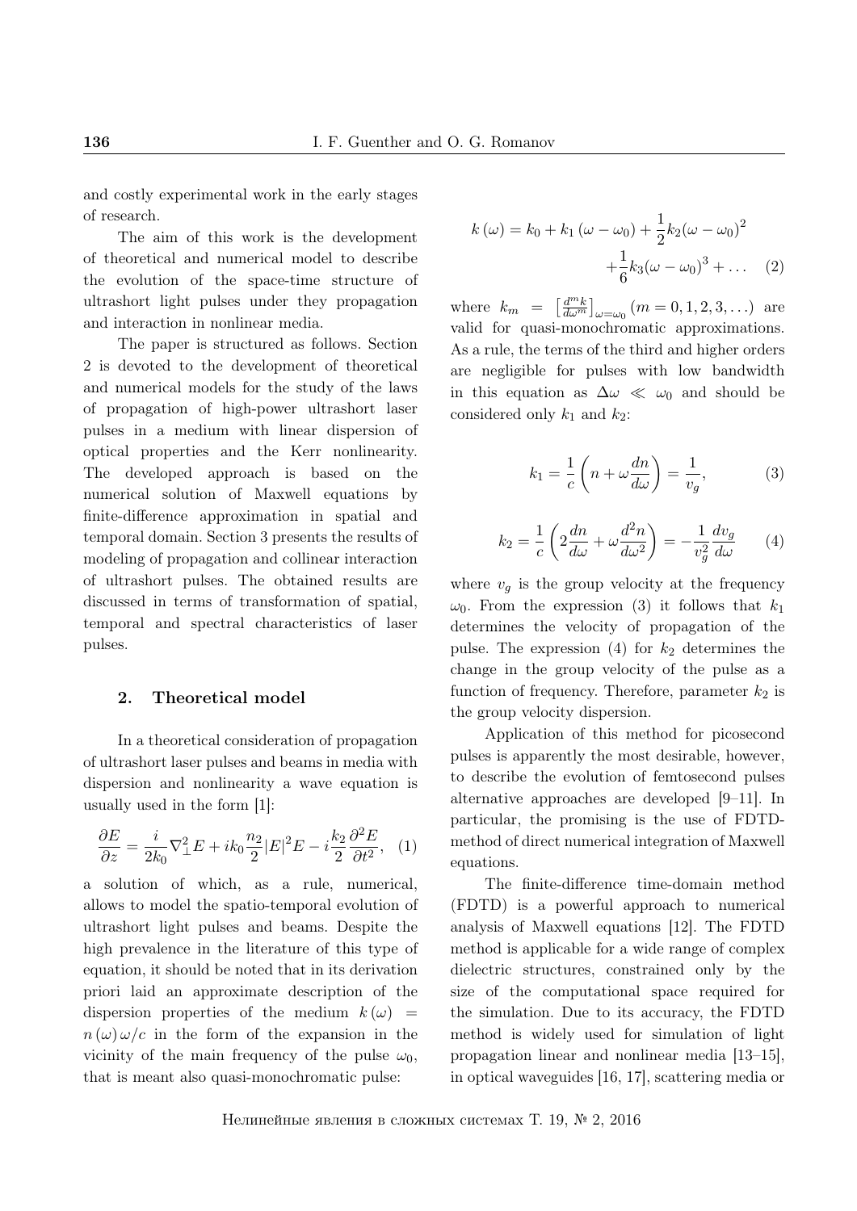and costly experimental work in the early stages of research.

The aim of this work is the development of theoretical and numerical model to describe the evolution of the space-time structure of ultrashort light pulses under they propagation and interaction in nonlinear media.

The paper is structured as follows. Section 2 is devoted to the development of theoretical and numerical models for the study of the laws of propagation of high-power ultrashort laser pulses in a medium with linear dispersion of optical properties and the Kerr nonlinearity. The developed approach is based on the numerical solution of Maxwell equations by finite-difference approximation in spatial and temporal domain. Section 3 presents the results of modeling of propagation and collinear interaction of ultrashort pulses. The obtained results are discussed in terms of transformation of spatial, temporal and spectral characteristics of laser pulses.

## 2. Theoretical model

In a theoretical consideration of propagation of ultrashort laser pulses and beams in media with dispersion and nonlinearity a wave equation is usually used in the form [1]:

$$\frac{\partial E}{\partial z} = \frac{i}{2k_0}\nabla_\perp^2 E + ik_0\frac{n_2}{2}|E|^2 E - i\frac{k_2}{2}\frac{\partial^2 E}{\partial t^2}, \quad (1)$$

a solution of which, as a rule, numerical, allows to model the spatio-temporal evolution of ultrashort light pulses and beams. Despite the high prevalence in the literature of this type of equation, it should be noted that in its derivation priori laid an approximate description of the dispersion properties of the medium $k(\omega) = n(\omega)\omega/c$ in the form of the expansion in the vicinity of the main frequency of the pulse $\omega_0$, that is meant also quasi-monochromatic pulse:

$$k(\omega) = k_0 + k_1(\omega - \omega_0) + \frac{1}{2}k_2(\omega - \omega_0)^2 + \frac{1}{6}k_3(\omega - \omega_0)^3 + \ldots \quad (2)$$

where $k_m = \left[\frac{d^m k}{d\omega^m}\right]_{\omega=\omega_0}$ $(m = 0, 1, 2, 3, \ldots)$ are valid for quasi-monochromatic approximations. As a rule, the terms of the third and higher orders are negligible for pulses with low bandwidth in this equation as $\Delta\omega \ll \omega_0$ and should be considered only $k_1$ and $k_2$:

$$k_1 = \frac{1}{c}\left(n + \omega\frac{dn}{d\omega}\right) = \frac{1}{v_g}, \quad (3)$$

$$k_2 = \frac{1}{c}\left(2\frac{dn}{d\omega} + \omega\frac{d^2 n}{d\omega^2}\right) = -\frac{1}{v_g^2}\frac{dv_g}{d\omega} \quad (4)$$

where $v_g$ is the group velocity at the frequency $\omega_0$. From the expression (3) it follows that $k_1$ determines the velocity of propagation of the pulse. The expression (4) for $k_2$ determines the change in the group velocity of the pulse as a function of frequency. Therefore, parameter $k_2$ is the group velocity dispersion.

Application of this method for picosecond pulses is apparently the most desirable, however, to describe the evolution of femtosecond pulses alternative approaches are developed [9–11]. In particular, the promising is the use of FDTD-method of direct numerical integration of Maxwell equations.

The finite-difference time-domain method (FDTD) is a powerful approach to numerical analysis of Maxwell equations [12]. The FDTD method is applicable for a wide range of complex dielectric structures, constrained only by the size of the computational space required for the simulation. Due to its accuracy, the FDTD method is widely used for simulation of light propagation linear and nonlinear media [13–15], in optical waveguides [16, 17], scattering media or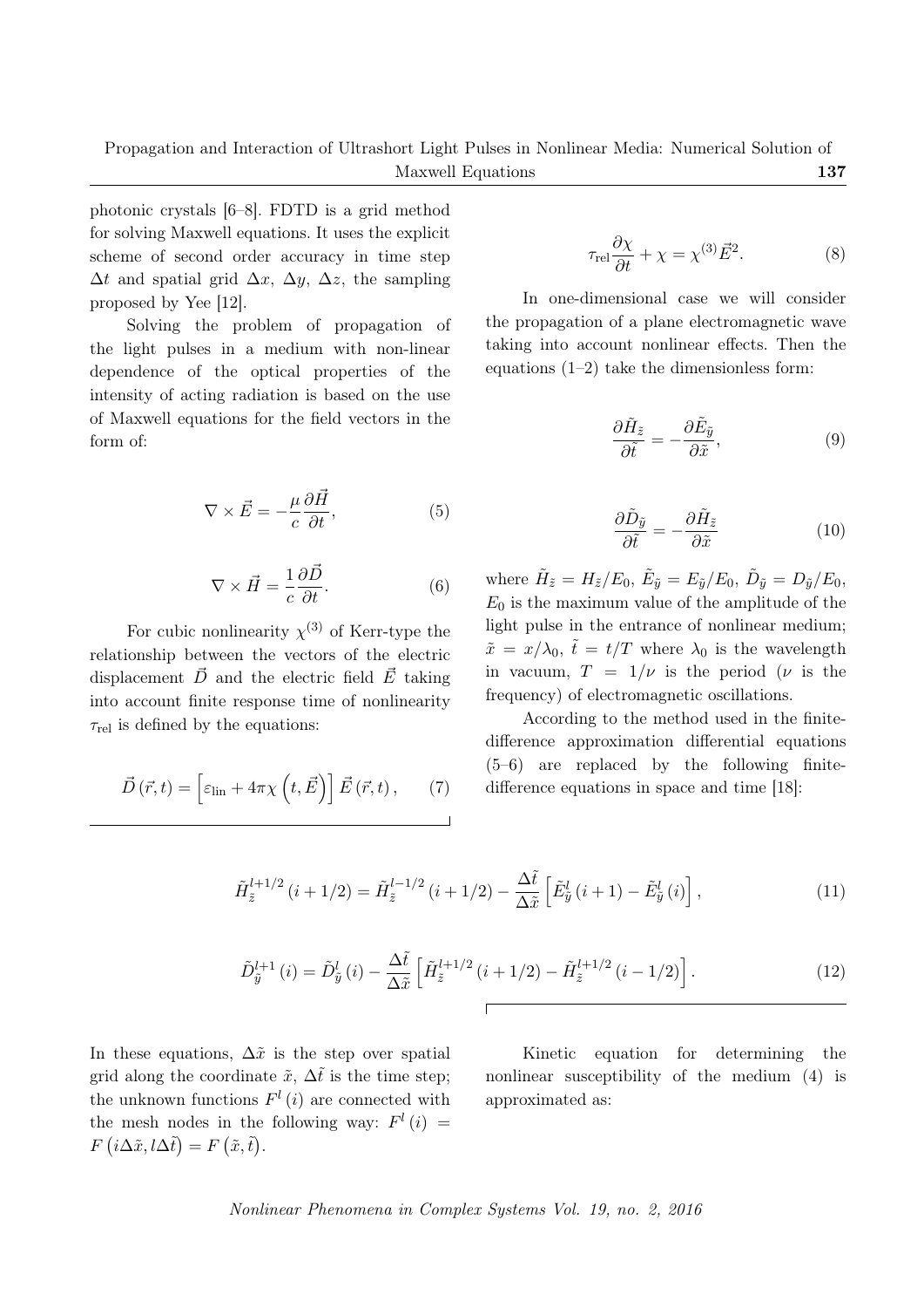photonic crystals [6–8]. FDTD is a grid method for solving Maxwell equations. It uses the explicit scheme of second order accuracy in time step $\Delta t$ and spatial grid $\Delta x$, $\Delta y$, $\Delta z$, the sampling proposed by Yee [12].

Solving the problem of propagation of the light pulses in a medium with non-linear dependence of the optical properties of the intensity of acting radiation is based on the use of Maxwell equations for the field vectors in the form of:

$$\nabla \times \vec{E} = -\frac{\mu}{c}\frac{\partial \vec{H}}{\partial t}, \tag{5}$$

$$\nabla \times \vec{H} = \frac{1}{c}\frac{\partial \vec{D}}{\partial t}. \tag{6}$$

For cubic nonlinearity $\chi^{(3)}$ of Kerr-type the relationship between the vectors of the electric displacement $\vec{D}$ and the electric field $\vec{E}$ taking into account finite response time of nonlinearity $\tau_{\mathrm{rel}}$ is defined by the equations:

$$\vec{D}\left(\vec{r},t\right) = \left[\varepsilon_{\mathrm{lin}} + 4\pi\chi\left(t,\vec{E}\right)\right]\vec{E}\left(\vec{r},t\right), \tag{7}$$

$$\tau_{\mathrm{rel}}\frac{\partial \chi}{\partial t} + \chi = \chi^{(3)}\vec{E}^2. \tag{8}$$

In one-dimensional case we will consider the propagation of a plane electromagnetic wave taking into account nonlinear effects. Then the equations (1–2) take the dimensionless form:

$$\frac{\partial \tilde{H}_{\tilde{z}}}{\partial \tilde{t}} = -\frac{\partial \tilde{E}_{\tilde{y}}}{\partial \tilde{x}}, \tag{9}$$

$$\frac{\partial \tilde{D}_{\tilde{y}}}{\partial \tilde{t}} = -\frac{\partial \tilde{H}_{\tilde{z}}}{\partial \tilde{x}} \tag{10}$$

where $\tilde{H}_{\tilde{z}} = H_{\tilde{z}}/E_0$, $\tilde{E}_{\tilde{y}} = E_{\tilde{y}}/E_0$, $\tilde{D}_{\tilde{y}} = D_{\tilde{y}}/E_0$, $E_0$ is the maximum value of the amplitude of the light pulse in the entrance of nonlinear medium; $\tilde{x} = x/\lambda_0$, $\tilde{t} = t/T$ where $\lambda_0$ is the wavelength in vacuum, $T = 1/\nu$ is the period ($\nu$ is the frequency) of electromagnetic oscillations.

According to the method used in the finite-difference approximation differential equations (5–6) are replaced by the following finite-difference equations in space and time [18]:

$$\tilde{H}_{\tilde{z}}^{l+1/2}\left(i+1/2\right) = \tilde{H}_{\tilde{z}}^{l-1/2}\left(i+1/2\right) - \frac{\Delta\tilde{t}}{\Delta\tilde{x}}\left[\tilde{E}_{\tilde{y}}^{l}\left(i+1\right) - \tilde{E}_{\tilde{y}}^{l}\left(i\right)\right], \tag{11}$$

$$\tilde{D}_{\tilde{y}}^{l+1}\left(i\right) = \tilde{D}_{\tilde{y}}^{l}\left(i\right) - \frac{\Delta\tilde{t}}{\Delta\tilde{x}}\left[\tilde{H}_{\tilde{z}}^{l+1/2}\left(i+1/2\right) - \tilde{H}_{\tilde{z}}^{l+1/2}\left(i-1/2\right)\right]. \tag{12}$$

In these equations, $\Delta\tilde{x}$ is the step over spatial grid along the coordinate $\tilde{x}$, $\Delta\tilde{t}$ is the time step; the unknown functions $F^l\left(i\right)$ are connected with the mesh nodes in the following way: $F^l\left(i\right) = F\left(i\Delta\tilde{x}, l\Delta\tilde{t}\right) = F\left(\tilde{x},\tilde{t}\right)$.

Kinetic equation for determining the nonlinear susceptibility of the medium (4) is approximated as: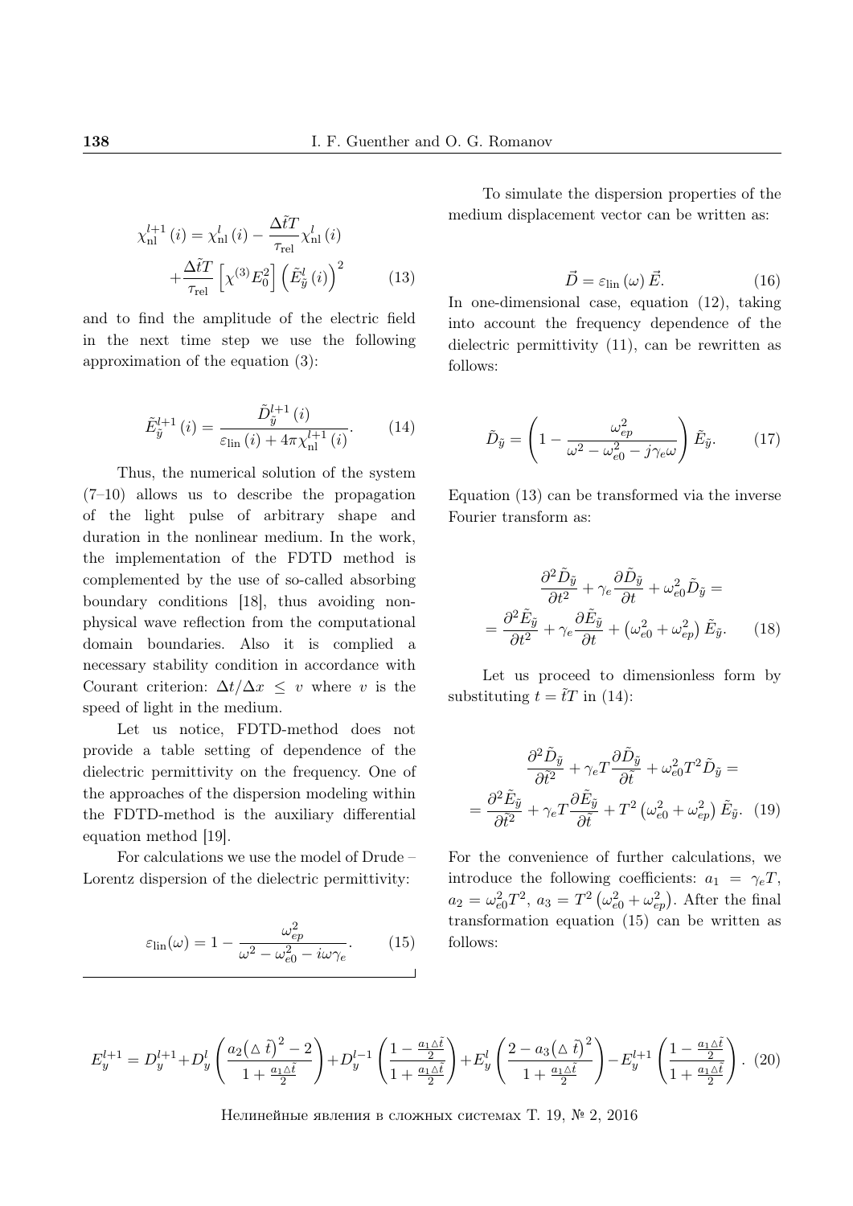$$
\chi_{\rm nl}^{l+1}(i) = \chi_{\rm nl}^{l}(i) - \frac{\Delta\tilde{t}T}{\tau_{\rm rel}}\chi_{\rm nl}^{l}(i) + \frac{\Delta\tilde{t}T}{\tau_{\rm rel}}\left[\chi^{(3)}E_0^2\right]\left(\tilde{E}_{\tilde{y}}^{l}(i)\right)^2 \qquad (13)
$$

and to find the amplitude of the electric field in the next time step we use the following approximation of the equation (3):

$$
\tilde{E}_{\tilde{y}}^{l+1}(i) = \frac{\tilde{D}_{\tilde{y}}^{l+1}(i)}{\varepsilon_{\rm lin}(i) + 4\pi\chi_{\rm nl}^{l+1}(i)}. \qquad (14)
$$

Thus, the numerical solution of the system (7–10) allows us to describe the propagation of the light pulse of arbitrary shape and duration in the nonlinear medium. In the work, the implementation of the FDTD method is complemented by the use of so-called absorbing boundary conditions [18], thus avoiding non-physical wave reflection from the computational domain boundaries. Also it is complied a necessary stability condition in accordance with Courant criterion: $\Delta t/\Delta x \leq v$ where $v$ is the speed of light in the medium.

Let us notice, FDTD-method does not provide a table setting of dependence of the dielectric permittivity on the frequency. One of the approaches of the dispersion modeling within the FDTD-method is the auxiliary differential equation method [19].

For calculations we use the model of Drude – Lorentz dispersion of the dielectric permittivity:

$$
\varepsilon_{\rm lin}(\omega) = 1 - \frac{\omega_{ep}^2}{\omega^2 - \omega_{e0}^2 - i\omega\gamma_e}. \qquad (15)
$$

To simulate the dispersion properties of the medium displacement vector can be written as:

$$
\vec{D} = \varepsilon_{\rm lin}(\omega)\,\vec{E}. \qquad (16)
$$

In one-dimensional case, equation (12), taking into account the frequency dependence of the dielectric permittivity (11), can be rewritten as follows:

$$
\tilde{D}_{\tilde{y}} = \left(1 - \frac{\omega_{ep}^2}{\omega^2 - \omega_{e0}^2 - j\gamma_e\omega}\right)\tilde{E}_{\tilde{y}}. \qquad (17)
$$

Equation (13) can be transformed via the inverse Fourier transform as:

$$
\frac{\partial^2 \tilde{D}_{\tilde{y}}}{\partial t^2} + \gamma_e\frac{\partial \tilde{D}_{\tilde{y}}}{\partial t} + \omega_{e0}^2\tilde{D}_{\tilde{y}} = = \frac{\partial^2 \tilde{E}_{\tilde{y}}}{\partial t^2} + \gamma_e\frac{\partial \tilde{E}_{\tilde{y}}}{\partial t} + \left(\omega_{e0}^2 + \omega_{ep}^2\right)\tilde{E}_{\tilde{y}}. \qquad (18)
$$

Let us proceed to dimensionless form by substituting $t = \tilde{t}T$ in (14):

$$
\frac{\partial^2 \tilde{D}_{\tilde{y}}}{\partial \tilde{t}^2} + \gamma_e T\frac{\partial \tilde{D}_{\tilde{y}}}{\partial \tilde{t}} + \omega_{e0}^2T^2\tilde{D}_{\tilde{y}} = = \frac{\partial^2 \tilde{E}_{\tilde{y}}}{\partial \tilde{t}^2} + \gamma_e T\frac{\partial \tilde{E}_{\tilde{y}}}{\partial \tilde{t}} + T^2\left(\omega_{e0}^2 + \omega_{ep}^2\right)\tilde{E}_{\tilde{y}}. \qquad (19)
$$

For the convenience of further calculations, we introduce the following coefficients: $a_1 = \gamma_e T$, $a_2 = \omega_{e0}^2T^2$, $a_3 = T^2\left(\omega_{e0}^2 + \omega_{ep}^2\right)$. After the final transformation equation (15) can be written as follows:

$$
E_y^{l+1} = D_y^{l+1} + D_y^{l}\left(\frac{a_2\left(\triangle\,\tilde{t}\right)^2 - 2}{1 + \frac{a_1\triangle\tilde{t}}{2}}\right) + D_y^{l-1}\left(\frac{1 - \frac{a_1\triangle\tilde{t}}{2}}{1 + \frac{a_1\triangle\tilde{t}}{2}}\right) + E_y^{l}\left(\frac{2 - a_3\left(\triangle\,\tilde{t}\right)^2}{1 + \frac{a_1\triangle\tilde{t}}{2}}\right) - E_y^{l+1}\left(\frac{1 - \frac{a_1\triangle\tilde{t}}{2}}{1 + \frac{a_1\triangle\tilde{t}}{2}}\right). \quad (20)
$$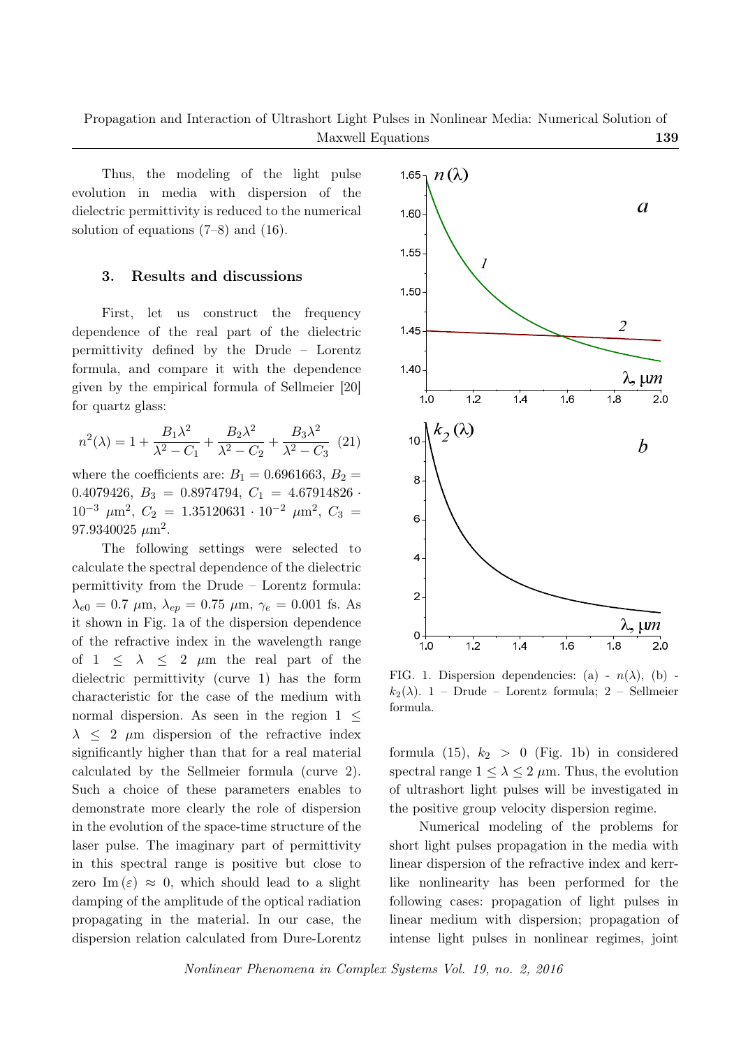Thus, the modeling of the light pulse evolution in media with dispersion of the dielectric permittivity is reduced to the numerical solution of equations (7–8) and (16).

## 3. Results and discussions

First, let us construct the frequency dependence of the real part of the dielectric permittivity defined by the Drude – Lorentz formula, and compare it with the dependence given by the empirical formula of Sellmeier [20] for quartz glass:

$$n^2(\lambda) = 1 + \frac{B_1\lambda^2}{\lambda^2 - C_1} + \frac{B_2\lambda^2}{\lambda^2 - C_2} + \frac{B_3\lambda^2}{\lambda^2 - C_3} \quad (21)$$

where the coefficients are: $B_1 = 0.6961663$, $B_2 = 0.4079426$, $B_3 = 0.8974794$, $C_1 = 4.67914826 \cdot 10^{-3}$ $\mu\text{m}^2$, $C_2 = 1.35120631 \cdot 10^{-2}$ $\mu\text{m}^2$, $C_3 = 97.9340025$ $\mu\text{m}^2$.

The following settings were selected to calculate the spectral dependence of the dielectric permittivity from the Drude – Lorentz formula: $\lambda_{e0} = 0.7$ $\mu$m, $\lambda_{ep} = 0.75$ $\mu$m, $\gamma_e = 0.001$ fs. As it shown in Fig. 1a of the dispersion dependence of the refractive index in the wavelength range of $1 \leq \lambda \leq 2$ $\mu$m the real part of the dielectric permittivity (curve 1) has the form characteristic for the case of the medium with normal dispersion. As seen in the region $1 \leq \lambda \leq 2$ $\mu$m dispersion of the refractive index significantly higher than that for a real material calculated by the Sellmeier formula (curve 2). Such a choice of these parameters enables to demonstrate more clearly the role of dispersion in the evolution of the space-time structure of the laser pulse. The imaginary part of permittivity in this spectral range is positive but close to zero $\text{Im}(\varepsilon) \approx 0$, which should lead to a slight damping of the amplitude of the optical radiation propagating in the material. In our case, the dispersion relation calculated from Dure-Lorentz formula (15), $k_2 > 0$ (Fig. 1b) in considered spectral range $1 \leq \lambda \leq 2$ $\mu$m. Thus, the evolution of ultrashort light pulses will be investigated in the positive group velocity dispersion regime.

FIG. 1. Dispersion dependencies: (a) - $n(\lambda)$, (b) - $k_2(\lambda)$. 1 – Drude – Lorentz formula; 2 – Sellmeier formula.

Numerical modeling of the problems for short light pulses propagation in the media with linear dispersion of the refractive index and kerr-like nonlinearity has been performed for the following cases: propagation of light pulses in linear medium with dispersion; propagation of intense light pulses in nonlinear regimes, joint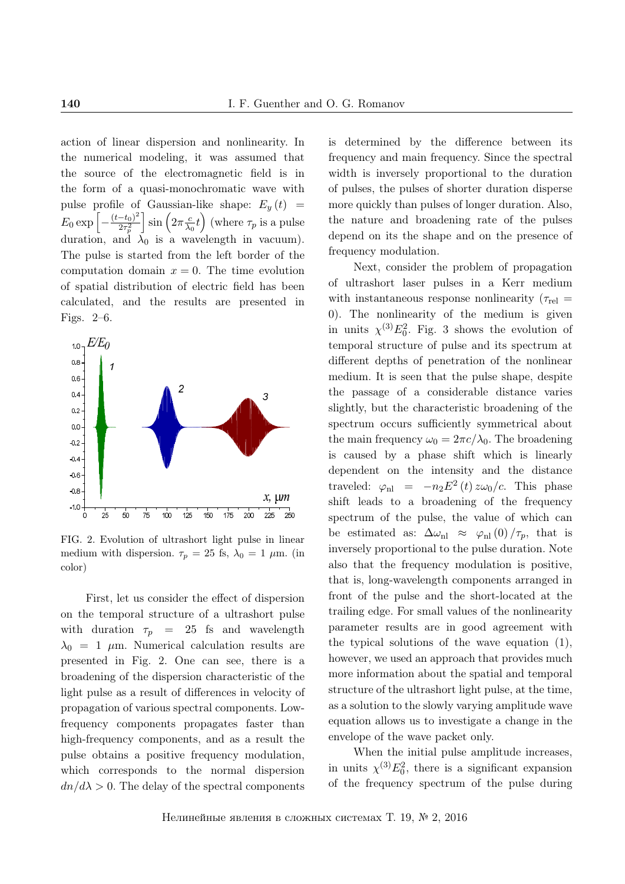action of linear dispersion and nonlinearity. In the numerical modeling, it was assumed that the source of the electromagnetic field is in the form of a quasi-monochromatic wave with pulse profile of Gaussian-like shape: $E_y(t) = E_0 \exp\left[-\frac{(t-t_0)^2}{2\tau_p^2}\right] \sin\left(2\pi \frac{c}{\lambda_0} t\right)$ (where $\tau_p$ is a pulse duration, and $\lambda_0$ is a wavelength in vacuum). The pulse is started from the left border of the computation domain $x = 0$. The time evolution of spatial distribution of electric field has been calculated, and the results are presented in Figs. 2–6.

FIG. 2. Evolution of ultrashort light pulse in linear medium with dispersion. $\tau_p$ = 25 fs, $\lambda_0$ = 1 $\mu$m. (in color)

First, let us consider the effect of dispersion on the temporal structure of a ultrashort pulse with duration $\tau_p$ = 25 fs and wavelength $\lambda_0$ = 1 $\mu$m. Numerical calculation results are presented in Fig. 2. One can see, there is a broadening of the dispersion characteristic of the light pulse as a result of differences in velocity of propagation of various spectral components. Low-frequency components propagates faster than high-frequency components, and as a result the pulse obtains a positive frequency modulation, which corresponds to the normal dispersion $dn/d\lambda > 0$. The delay of the spectral components is determined by the difference between its frequency and main frequency. Since the spectral width is inversely proportional to the duration of pulses, the pulses of shorter duration disperse more quickly than pulses of longer duration. Also, the nature and broadening rate of the pulses depend on its the shape and on the presence of frequency modulation.

Next, consider the problem of propagation of ultrashort laser pulses in a Kerr medium with instantaneous response nonlinearity ($\tau_{\rm rel} = 0$). The nonlinearity of the medium is given in units $\chi^{(3)}E_0^2$. Fig. 3 shows the evolution of temporal structure of pulse and its spectrum at different depths of penetration of the nonlinear medium. It is seen that the pulse shape, despite the passage of a considerable distance varies slightly, but the characteristic broadening of the spectrum occurs sufficiently symmetrical about the main frequency $\omega_0 = 2\pi c/\lambda_0$. The broadening is caused by a phase shift which is linearly dependent on the intensity and the distance traveled: $\varphi_{\rm nl} = -n_2 E^2(t)\, z\omega_0/c$. This phase shift leads to a broadening of the frequency spectrum of the pulse, the value of which can be estimated as: $\Delta\omega_{\rm nl} \approx \varphi_{\rm nl}(0)/\tau_p$, that is inversely proportional to the pulse duration. Note also that the frequency modulation is positive, that is, long-wavelength components arranged in front of the pulse and the short-located at the trailing edge. For small values of the nonlinearity parameter results are in good agreement with the typical solutions of the wave equation (1), however, we used an approach that provides much more information about the spatial and temporal structure of the ultrashort light pulse, at the time, as a solution to the slowly varying amplitude wave equation allows us to investigate a change in the envelope of the wave packet only.

When the initial pulse amplitude increases, in units $\chi^{(3)}E_0^2$, there is a significant expansion of the frequency spectrum of the pulse during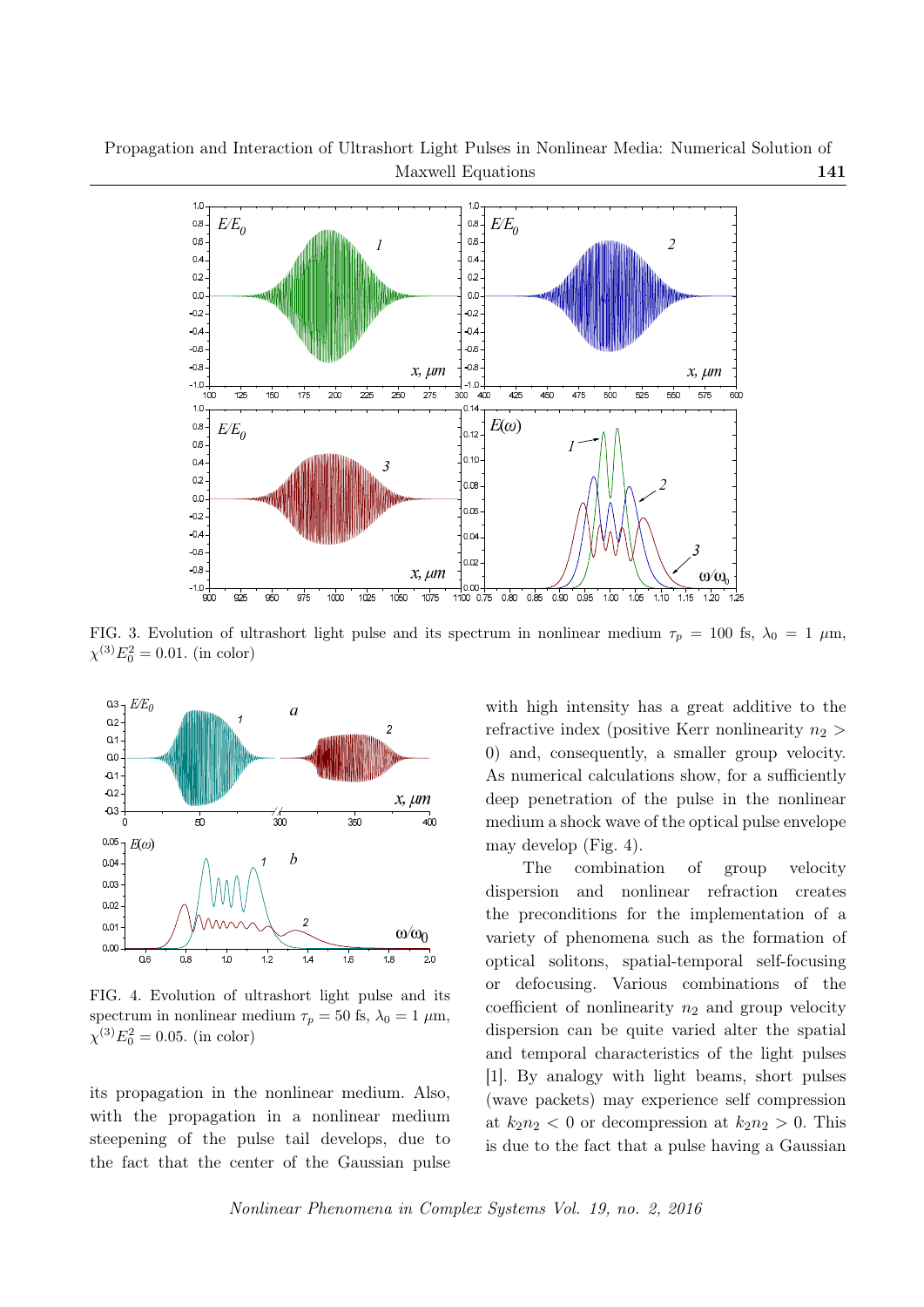FIG. 3. Evolution of ultrashort light pulse and its spectrum in nonlinear medium $\tau_p = 100$ fs, $\lambda_0 = 1$ $\mu$m, $\chi^{(3)}E_0^2 = 0.01$. (in color)

FIG. 4. Evolution of ultrashort light pulse and its spectrum in nonlinear medium $\tau_p = 50$ fs, $\lambda_0 = 1$ $\mu$m, $\chi^{(3)}E_0^2 = 0.05$. (in color)

its propagation in the nonlinear medium. Also, with the propagation in a nonlinear medium steepening of the pulse tail develops, due to the fact that the center of the Gaussian pulse with high intensity has a great additive to the refractive index (positive Kerr nonlinearity $n_2 > 0$) and, consequently, a smaller group velocity. As numerical calculations show, for a sufficiently deep penetration of the pulse in the nonlinear medium a shock wave of the optical pulse envelope may develop (Fig. 4).

The combination of group velocity dispersion and nonlinear refraction creates the preconditions for the implementation of a variety of phenomena such as the formation of optical solitons, spatial-temporal self-focusing or defocusing. Various combinations of the coefficient of nonlinearity $n_2$ and group velocity dispersion can be quite varied alter the spatial and temporal characteristics of the light pulses [1]. By analogy with light beams, short pulses (wave packets) may experience self compression at $k_2 n_2 < 0$ or decompression at $k_2 n_2 > 0$. This is due to the fact that a pulse having a Gaussian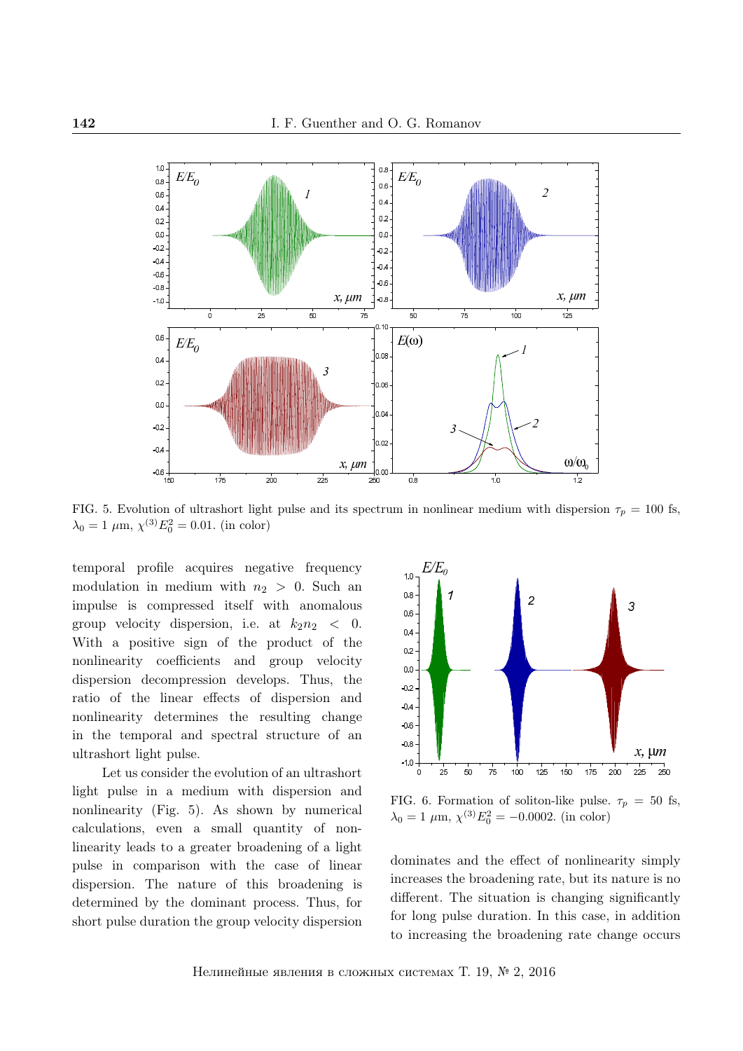FIG. 5. Evolution of ultrashort light pulse and its spectrum in nonlinear medium with dispersion $\tau_p = 100$ fs, $\lambda_0 = 1$ $\mu$m, $\chi^{(3)}E_0^2 = 0.01$. (in color)

temporal profile acquires negative frequency modulation in medium with $n_2 > 0$. Such an impulse is compressed itself with anomalous group velocity dispersion, i.e. at $k_2 n_2 < 0$. With a positive sign of the product of the nonlinearity coefficients and group velocity dispersion decompression develops. Thus, the ratio of the linear effects of dispersion and nonlinearity determines the resulting change in the temporal and spectral structure of an ultrashort light pulse.

Let us consider the evolution of an ultrashort light pulse in a medium with dispersion and nonlinearity (Fig. 5). As shown by numerical calculations, even a small quantity of nonlinearity leads to a greater broadening of a light pulse in comparison with the case of linear dispersion. The nature of this broadening is determined by the dominant process. Thus, for short pulse duration the group velocity dispersion dominates and the effect of nonlinearity simply increases the broadening rate, but its nature is no different. The situation is changing significantly for long pulse duration. In this case, in addition to increasing the broadening rate change occurs

FIG. 6. Formation of soliton-like pulse. $\tau_p = 50$ fs, $\lambda_0 = 1$ $\mu$m, $\chi^{(3)}E_0^2 = -0.0002$. (in color)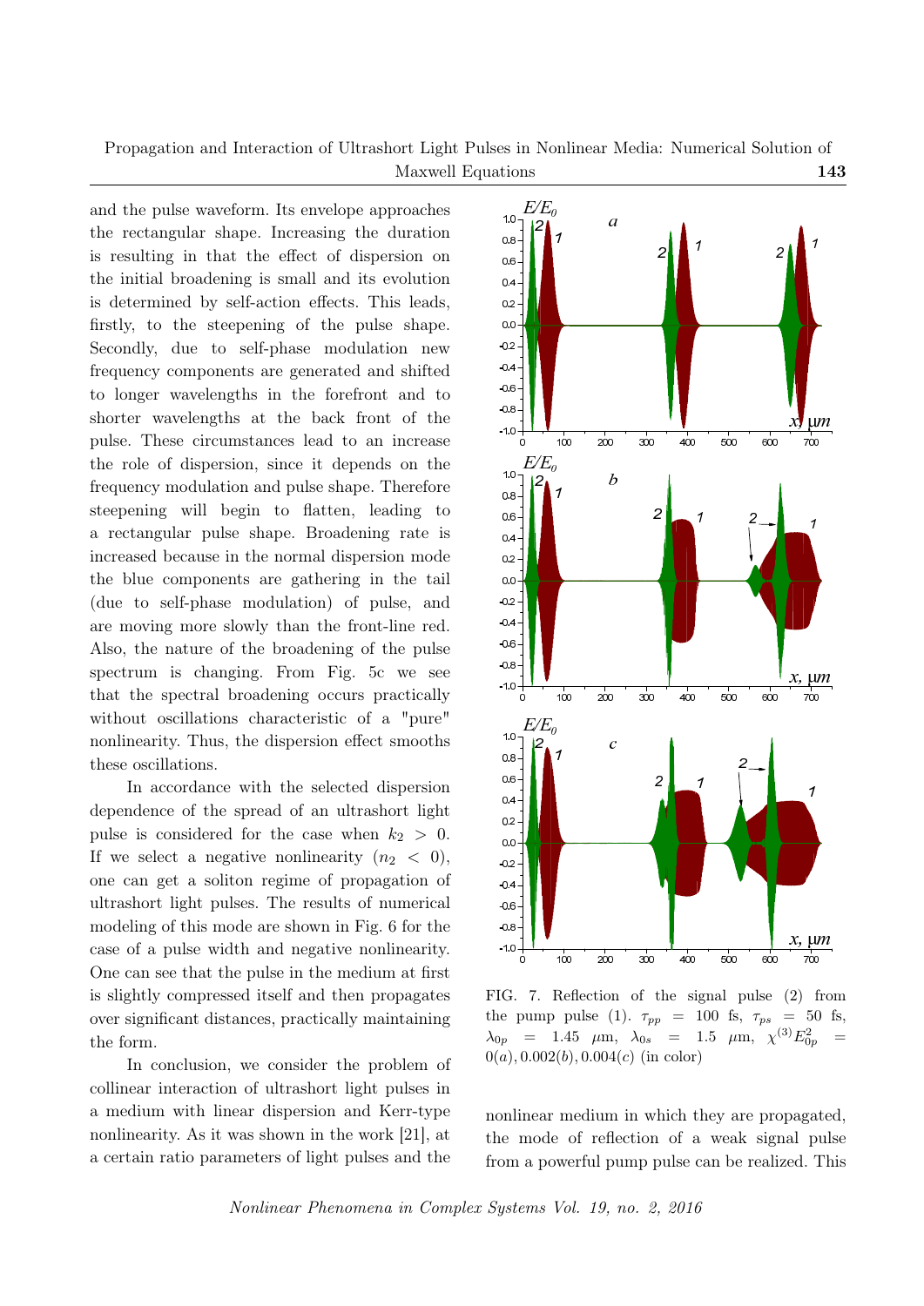and the pulse waveform. Its envelope approaches the rectangular shape. Increasing the duration is resulting in that the effect of dispersion on the initial broadening is small and its evolution is determined by self-action effects. This leads, firstly, to the steepening of the pulse shape. Secondly, due to self-phase modulation new frequency components are generated and shifted to longer wavelengths in the forefront and to shorter wavelengths at the back front of the pulse. These circumstances lead to an increase the role of dispersion, since it depends on the frequency modulation and pulse shape. Therefore steepening will begin to flatten, leading to a rectangular pulse shape. Broadening rate is increased because in the normal dispersion mode the blue components are gathering in the tail (due to self-phase modulation) of pulse, and are moving more slowly than the front-line red. Also, the nature of the broadening of the pulse spectrum is changing. From Fig. 5c we see that the spectral broadening occurs practically without oscillations characteristic of a "pure" nonlinearity. Thus, the dispersion effect smooths these oscillations.

In accordance with the selected dispersion dependence of the spread of an ultrashort light pulse is considered for the case when $k_2 > 0$. If we select a negative nonlinearity ($n_2 < 0$), one can get a soliton regime of propagation of ultrashort light pulses. The results of numerical modeling of this mode are shown in Fig. 6 for the case of a pulse width and negative nonlinearity. One can see that the pulse in the medium at first is slightly compressed itself and then propagates over significant distances, practically maintaining the form.

In conclusion, we consider the problem of collinear interaction of ultrashort light pulses in a medium with linear dispersion and Kerr-type nonlinearity. As it was shown in the work [21], at a certain ratio parameters of light pulses and the nonlinear medium in which they are propagated, the mode of reflection of a weak signal pulse from a powerful pump pulse can be realized. This

FIG. 7. Reflection of the signal pulse (2) from the pump pulse (1). $\tau_{pp} = 100$ fs, $\tau_{ps} = 50$ fs, $\lambda_{0p} = 1.45$ $\mu$m, $\lambda_{0s} = 1.5$ $\mu$m, $\chi^{(3)}E_{0p}^2 = 0(a), 0.002(b), 0.004(c)$ (in color)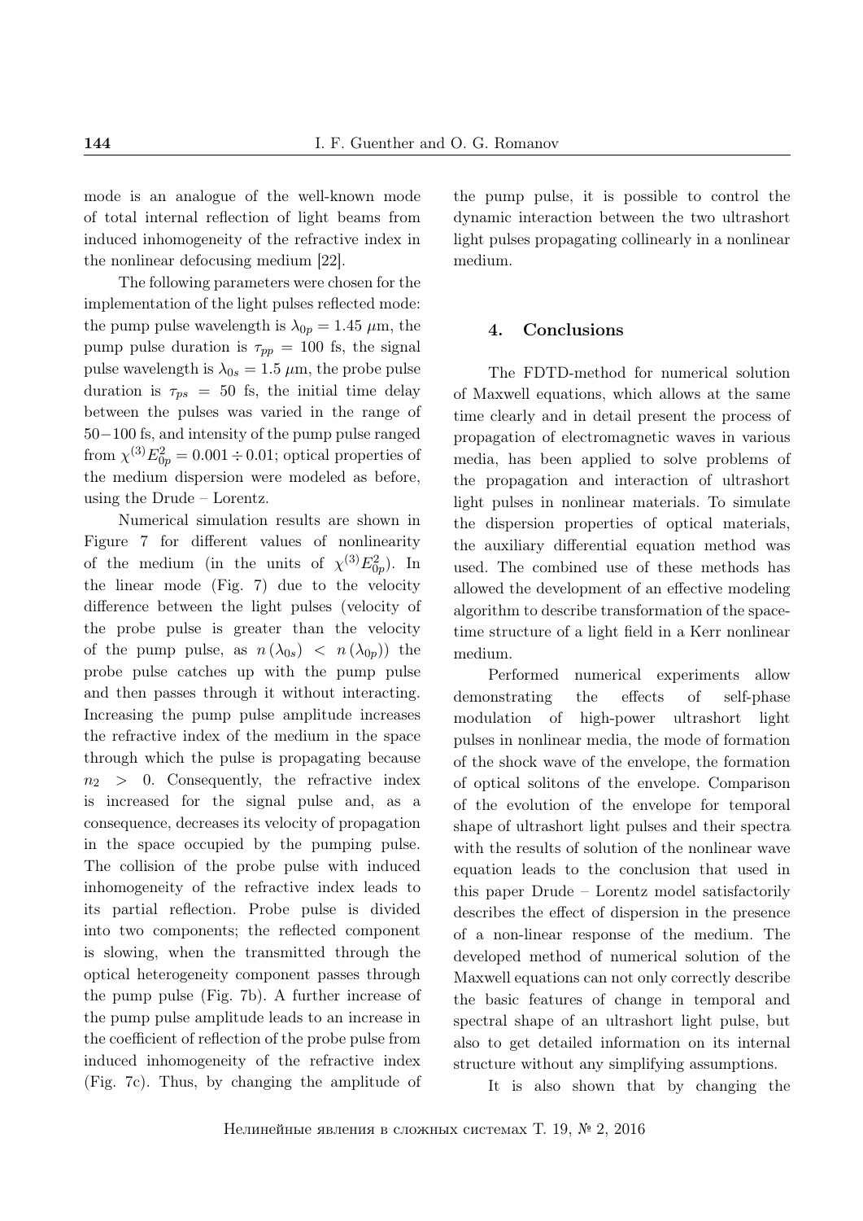mode is an analogue of the well-known mode of total internal reflection of light beams from induced inhomogeneity of the refractive index in the nonlinear defocusing medium [22].

The following parameters were chosen for the implementation of the light pulses reflected mode: the pump pulse wavelength is $\lambda_{0p} = 1.45$ $\mu$m, the pump pulse duration is $\tau_{pp} = 100$ fs, the signal pulse wavelength is $\lambda_{0s} = 1.5$ $\mu$m, the probe pulse duration is $\tau_{ps} = 50$ fs, the initial time delay between the pulses was varied in the range of 50−100 fs, and intensity of the pump pulse ranged from $\chi^{(3)}E_{0p}^2 = 0.001 \div 0.01$; optical properties of the medium dispersion were modeled as before, using the Drude – Lorentz.

Numerical simulation results are shown in Figure 7 for different values of nonlinearity of the medium (in the units of $\chi^{(3)}E_{0p}^2$). In the linear mode (Fig. 7) due to the velocity difference between the light pulses (velocity of the probe pulse is greater than the velocity of the pump pulse, as $n(\lambda_{0s}) < n(\lambda_{0p})$) the probe pulse catches up with the pump pulse and then passes through it without interacting. Increasing the pump pulse amplitude increases the refractive index of the medium in the space through which the pulse is propagating because $n_2 > 0$. Consequently, the refractive index is increased for the signal pulse and, as a consequence, decreases its velocity of propagation in the space occupied by the pumping pulse. The collision of the probe pulse with induced inhomogeneity of the refractive index leads to its partial reflection. Probe pulse is divided into two components; the reflected component is slowing, when the transmitted through the optical heterogeneity component passes through the pump pulse (Fig. 7b). A further increase of the pump pulse amplitude leads to an increase in the coefficient of reflection of the probe pulse from induced inhomogeneity of the refractive index (Fig. 7c). Thus, by changing the amplitude of the pump pulse, it is possible to control the dynamic interaction between the two ultrashort light pulses propagating collinearly in a nonlinear medium.

## 4. Conclusions

The FDTD-method for numerical solution of Maxwell equations, which allows at the same time clearly and in detail present the process of propagation of electromagnetic waves in various media, has been applied to solve problems of the propagation and interaction of ultrashort light pulses in nonlinear materials. To simulate the dispersion properties of optical materials, the auxiliary differential equation method was used. The combined use of these methods has allowed the development of an effective modeling algorithm to describe transformation of the space-time structure of a light field in a Kerr nonlinear medium.

Performed numerical experiments allow demonstrating the effects of self-phase modulation of high-power ultrashort light pulses in nonlinear media, the mode of formation of the shock wave of the envelope, the formation of optical solitons of the envelope. Comparison of the evolution of the envelope for temporal shape of ultrashort light pulses and their spectra with the results of solution of the nonlinear wave equation leads to the conclusion that used in this paper Drude – Lorentz model satisfactorily describes the effect of dispersion in the presence of a non-linear response of the medium. The developed method of numerical solution of the Maxwell equations can not only correctly describe the basic features of change in temporal and spectral shape of an ultrashort light pulse, but also to get detailed information on its internal structure without any simplifying assumptions.

It is also shown that by changing the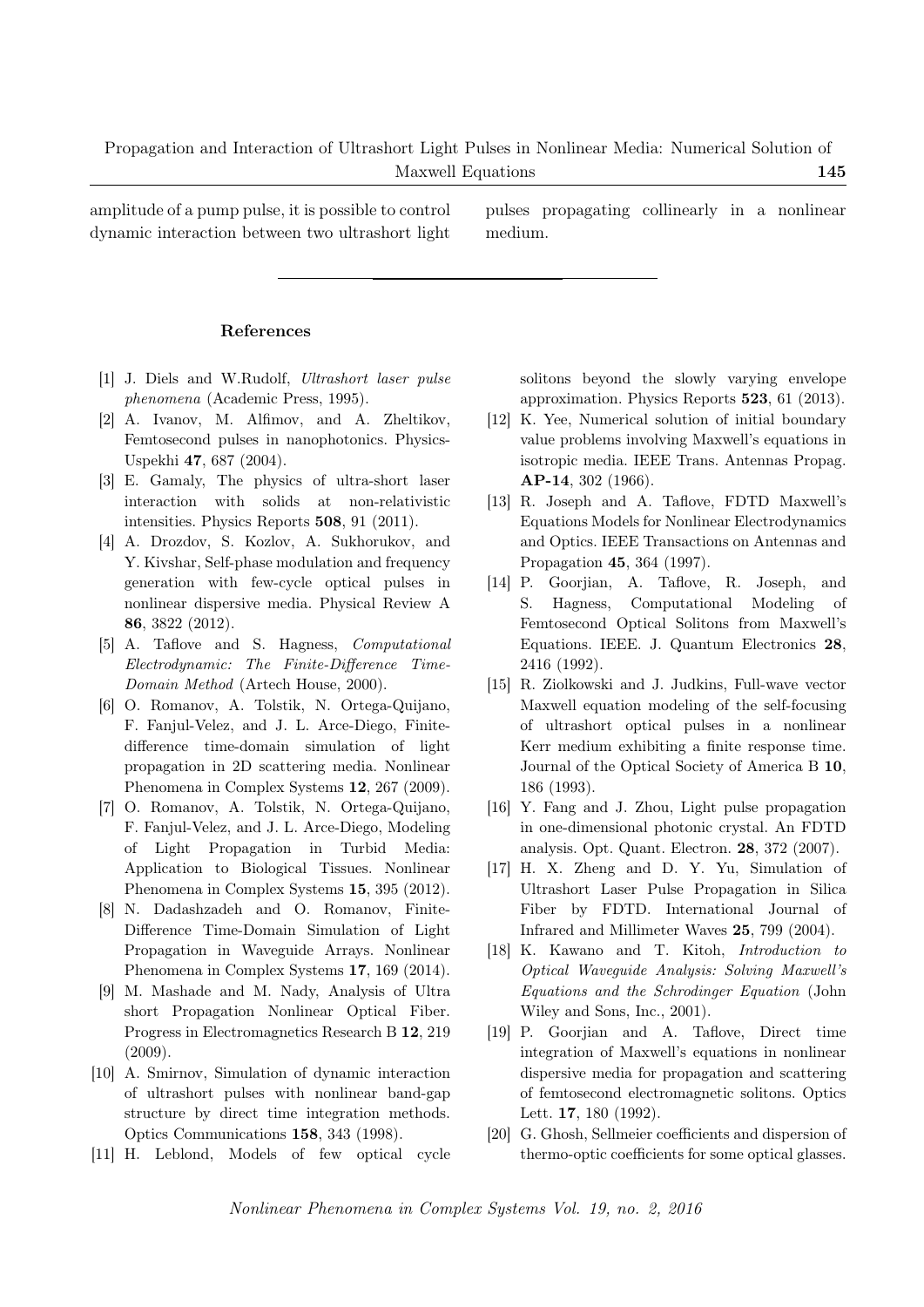amplitude of a pump pulse, it is possible to control dynamic interaction between two ultrashort light pulses propagating collinearly in a nonlinear medium.

---

## References

[1] J. Diels and W.Rudolf, *Ultrashort laser pulse phenomena* (Academic Press, 1995).

[2] A. Ivanov, M. Alfimov, and A. Zheltikov, Femtosecond pulses in nanophotonics. Physics-Uspekhi **47**, 687 (2004).

[3] E. Gamaly, The physics of ultra-short laser interaction with solids at non-relativistic intensities. Physics Reports **508**, 91 (2011).

[4] A. Drozdov, S. Kozlov, A. Sukhorukov, and Y. Kivshar, Self-phase modulation and frequency generation with few-cycle optical pulses in nonlinear dispersive media. Physical Review A **86**, 3822 (2012).

[5] A. Taflove and S. Hagness, *Computational Electrodynamic: The Finite-Difference Time-Domain Method* (Artech House, 2000).

[6] O. Romanov, A. Tolstik, N. Ortega-Quijano, F. Fanjul-Velez, and J. L. Arce-Diego, Finite-difference time-domain simulation of light propagation in 2D scattering media. Nonlinear Phenomena in Complex Systems **12**, 267 (2009).

[7] O. Romanov, A. Tolstik, N. Ortega-Quijano, F. Fanjul-Velez, and J. L. Arce-Diego, Modeling of Light Propagation in Turbid Media: Application to Biological Tissues. Nonlinear Phenomena in Complex Systems **15**, 395 (2012).

[8] N. Dadashzadeh and O. Romanov, Finite-Difference Time-Domain Simulation of Light Propagation in Waveguide Arrays. Nonlinear Phenomena in Complex Systems **17**, 169 (2014).

[9] M. Mashade and M. Nady, Analysis of Ultra short Propagation Nonlinear Optical Fiber. Progress in Electromagnetics Research B **12**, 219 (2009).

[10] A. Smirnov, Simulation of dynamic interaction of ultrashort pulses with nonlinear band-gap structure by direct time integration methods. Optics Communications **158**, 343 (1998).

[11] H. Leblond, Models of few optical cycle solitons beyond the slowly varying envelope approximation. Physics Reports **523**, 61 (2013).

[12] K. Yee, Numerical solution of initial boundary value problems involving Maxwell's equations in isotropic media. IEEE Trans. Antennas Propag. **AP-14**, 302 (1966).

[13] R. Joseph and A. Taflove, FDTD Maxwell's Equations Models for Nonlinear Electrodynamics and Optics. IEEE Transactions on Antennas and Propagation **45**, 364 (1997).

[14] P. Goorjian, A. Taflove, R. Joseph, and S. Hagness, Computational Modeling of Femtosecond Optical Solitons from Maxwell's Equations. IEEE. J. Quantum Electronics **28**, 2416 (1992).

[15] R. Ziolkowski and J. Judkins, Full-wave vector Maxwell equation modeling of the self-focusing of ultrashort optical pulses in a nonlinear Kerr medium exhibiting a finite response time. Journal of the Optical Society of America B **10**, 186 (1993).

[16] Y. Fang and J. Zhou, Light pulse propagation in one-dimensional photonic crystal. An FDTD analysis. Opt. Quant. Electron. **28**, 372 (2007).

[17] H. X. Zheng and D. Y. Yu, Simulation of Ultrashort Laser Pulse Propagation in Silica Fiber by FDTD. International Journal of Infrared and Millimeter Waves **25**, 799 (2004).

[18] K. Kawano and T. Kitoh, *Introduction to Optical Waveguide Analysis: Solving Maxwell's Equations and the Schrodinger Equation* (John Wiley and Sons, Inc., 2001).

[19] P. Goorjian and A. Taflove, Direct time integration of Maxwell's equations in nonlinear dispersive media for propagation and scattering of femtosecond electromagnetic solitons. Optics Lett. **17**, 180 (1992).

[20] G. Ghosh, Sellmeier coefficients and dispersion of thermo-optic coefficients for some optical glasses.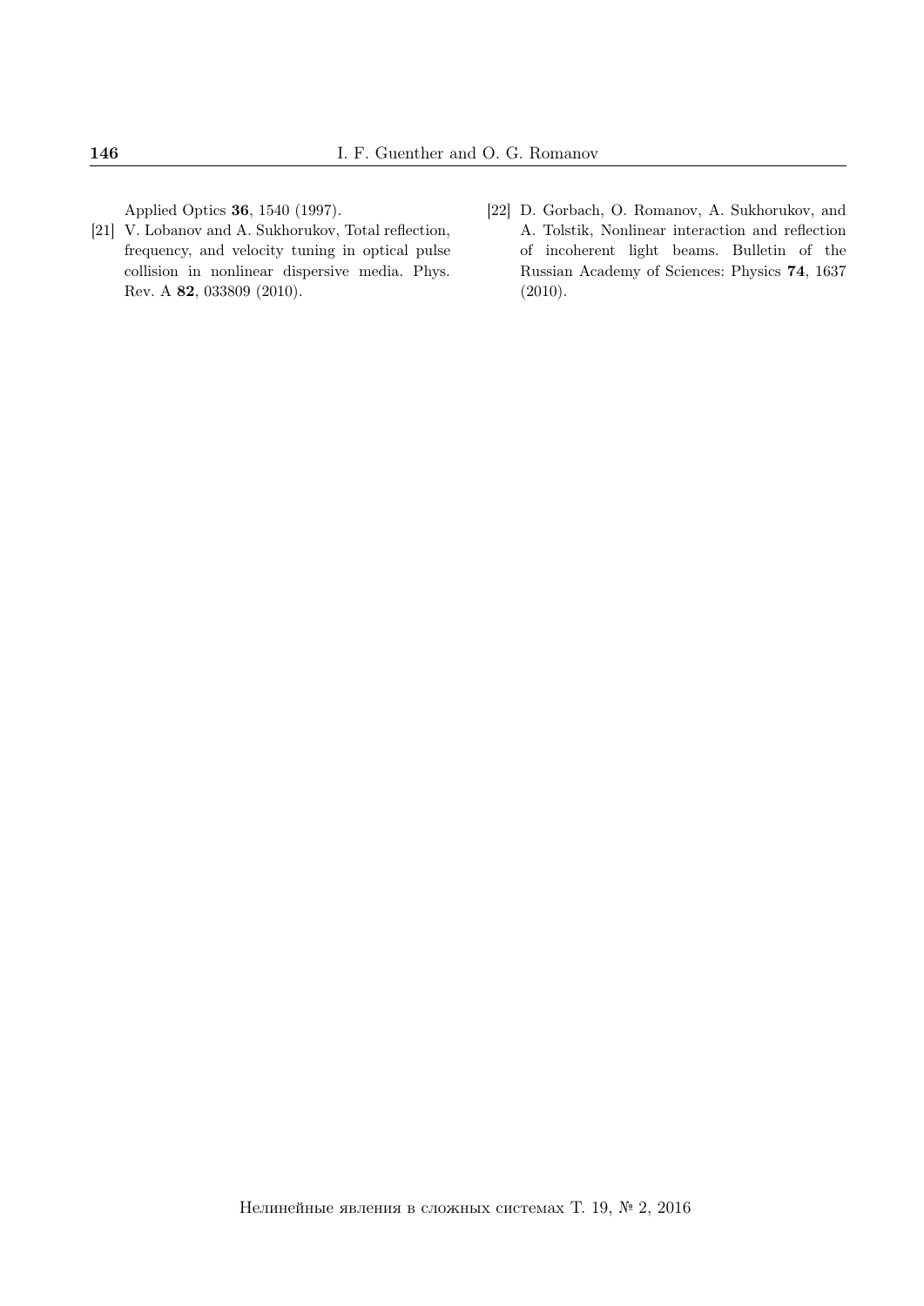Applied Optics **36**, 1540 (1997).

[21] V. Lobanov and A. Sukhorukov, Total reflection, frequency, and velocity tuning in optical pulse collision in nonlinear dispersive media. Phys. Rev. A **82**, 033809 (2010).

[22] D. Gorbach, O. Romanov, A. Sukhorukov, and A. Tolstik, Nonlinear interaction and reflection of incoherent light beams. Bulletin of the Russian Academy of Sciences: Physics **74**, 1637 (2010).